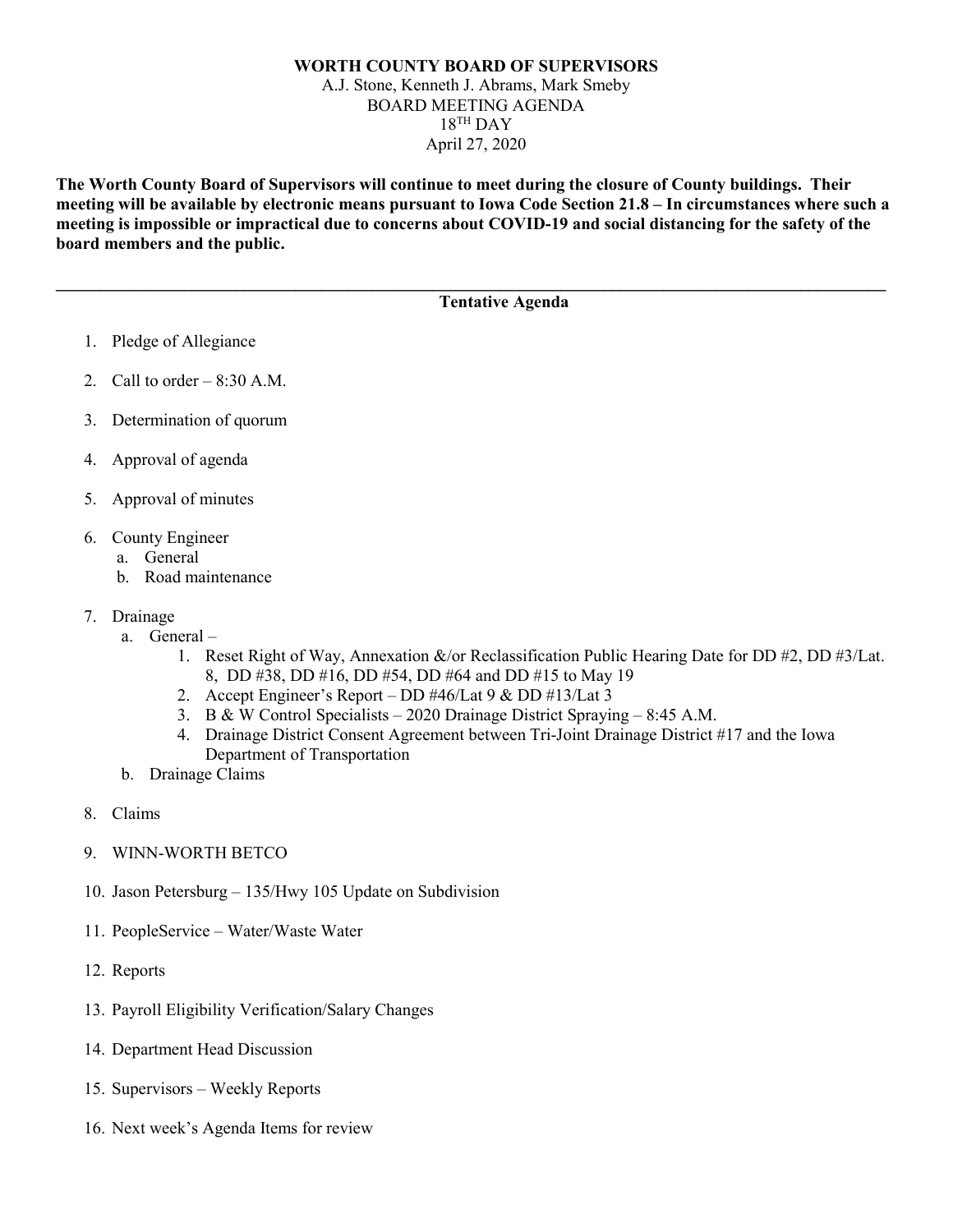**WORTH COUNTY BOARD OF SUPERVISORS**

A.J. Stone, Kenneth J. Abrams, Mark Smeby

BOARD MEETING AGENDA

18TH DAY

April 27, 2020

**The Worth County Board of Supervisors will continue to meet during the closure of County buildings. Their meeting will be available by electronic means pursuant to Iowa Code Section 21.8 – In circumstances where such a meeting is impossible or impractical due to concerns about COVID-19 and social distancing for the safety of the board members and the public.**

---

**Tentative Agenda**

1. Pledge of Allegiance
2. Call to order – 8:30 A.M.
3. Determination of quorum
4. Approval of agenda
5. Approval of minutes
6. County Engineer
   a. General
   b. Road maintenance
7. Drainage
   a. General –
      1. Reset Right of Way, Annexation &/or Reclassification Public Hearing Date for DD #2, DD #3/Lat. 8, DD #38, DD #16, DD #54, DD #64 and DD #15 to May 19
      2. Accept Engineer's Report – DD #46/Lat 9 & DD #13/Lat 3
      3. B & W Control Specialists – 2020 Drainage District Spraying – 8:45 A.M.
      4. Drainage District Consent Agreement between Tri-Joint Drainage District #17 and the Iowa Department of Transportation
   b. Drainage Claims
8. Claims
9. WINN-WORTH BETCO
10. Jason Petersburg – 135/Hwy 105 Update on Subdivision
11. PeopleService – Water/Waste Water
12. Reports
13. Payroll Eligibility Verification/Salary Changes
14. Department Head Discussion
15. Supervisors – Weekly Reports
16. Next week's Agenda Items for review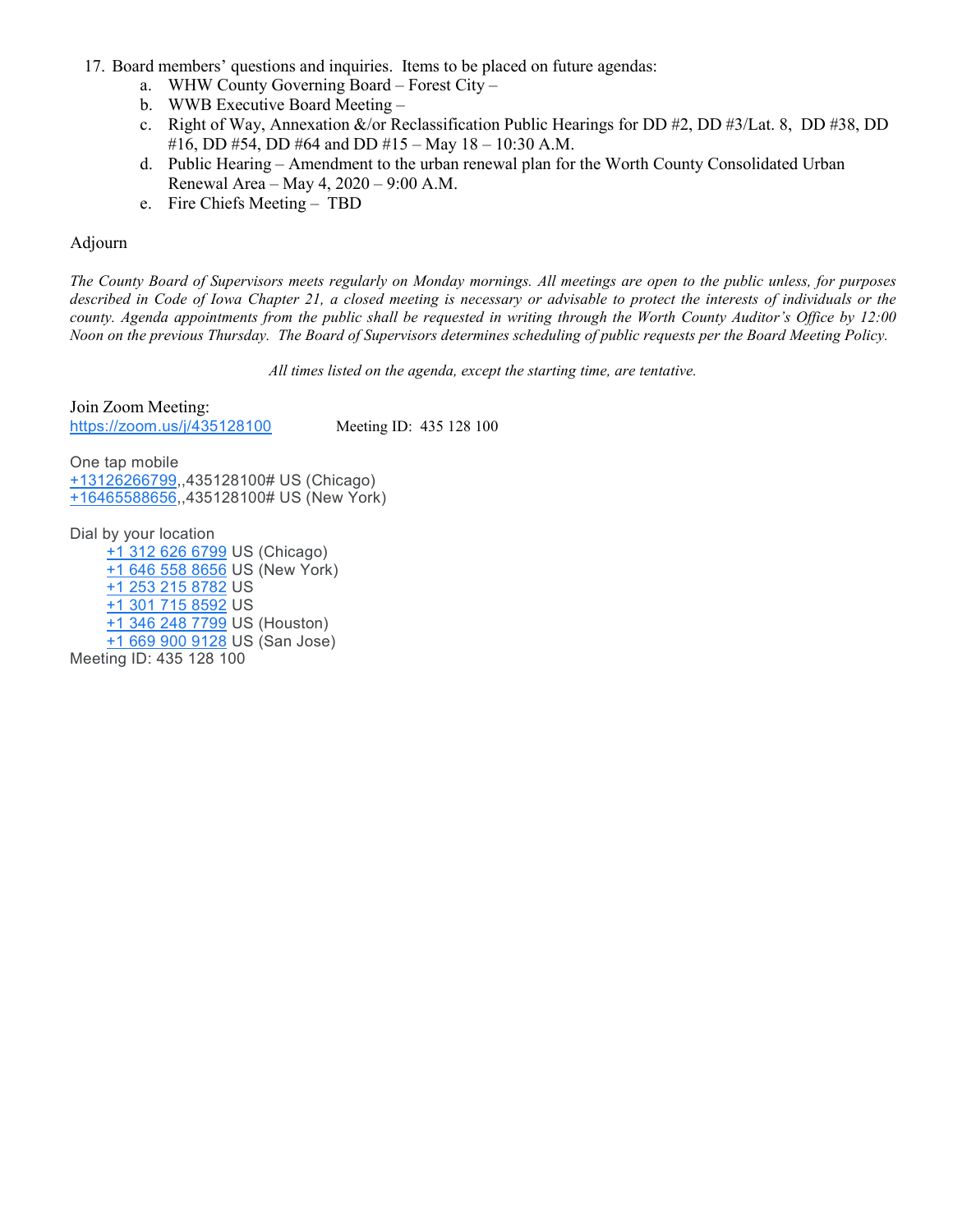17. Board members' questions and inquiries. Items to be placed on future agendas:
    a. WHW County Governing Board – Forest City –
    b. WWB Executive Board Meeting –
    c. Right of Way, Annexation &/or Reclassification Public Hearings for DD #2, DD #3/Lat. 8, DD #38, DD #16, DD #54, DD #64 and DD #15 – May 18 – 10:30 A.M.
    d. Public Hearing – Amendment to the urban renewal plan for the Worth County Consolidated Urban Renewal Area – May 4, 2020 – 9:00 A.M.
    e. Fire Chiefs Meeting – TBD

Adjourn

*The County Board of Supervisors meets regularly on Monday mornings. All meetings are open to the public unless, for purposes described in Code of Iowa Chapter 21, a closed meeting is necessary or advisable to protect the interests of individuals or the county. Agenda appointments from the public shall be requested in writing through the Worth County Auditor's Office by 12:00 Noon on the previous Thursday. The Board of Supervisors determines scheduling of public requests per the Board Meeting Policy.*

*All times listed on the agenda, except the starting time, are tentative.*

Join Zoom Meeting:
https://zoom.us/j/435128100 Meeting ID: 435 128 100

One tap mobile
+13126266799,,435128100# US (Chicago)
+16465588656,,435128100# US (New York)

Dial by your location
+1 312 626 6799 US (Chicago)
+1 646 558 8656 US (New York)
+1 253 215 8782 US
+1 301 715 8592 US
+1 346 248 7799 US (Houston)
+1 669 900 9128 US (San Jose)
Meeting ID: 435 128 100